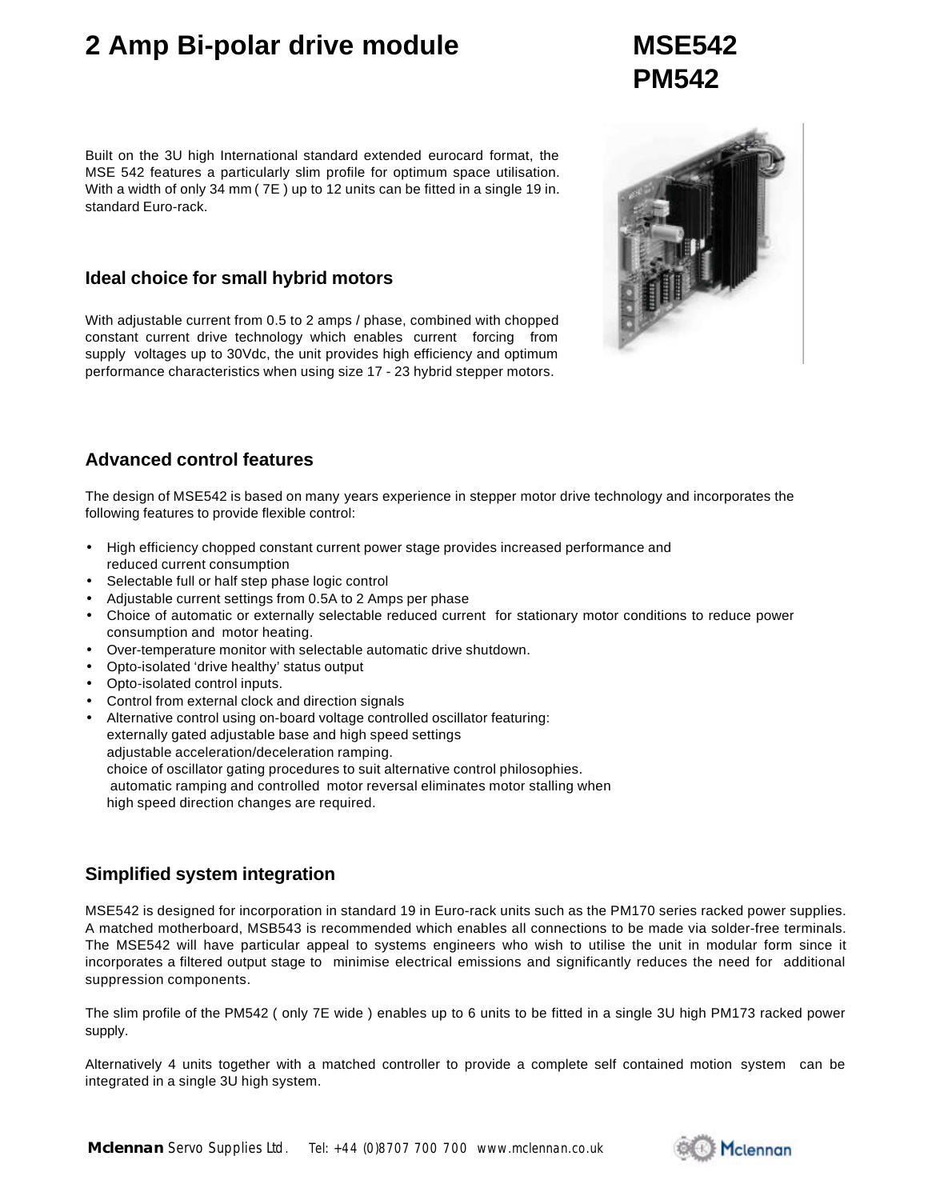# 2 Amp Bi-polar drive module

# MSE542
# PM542

Built on the 3U high International standard extended eurocard format, the MSE 542 features a particularly slim profile for optimum space utilisation. With a width of only 34 mm ( 7E ) up to 12 units can be fitted in a single 19 in. standard Euro-rack.

## Ideal choice for small hybrid motors

With adjustable current from 0.5 to 2 amps / phase, combined with chopped constant current drive technology which enables current forcing from supply voltages up to 30Vdc, the unit provides high efficiency and optimum performance characteristics when using size 17 - 23 hybrid stepper motors.

## Advanced control features

The design of MSE542 is based on many years experience in stepper motor drive technology and incorporates the following features to provide flexible control:

- High efficiency chopped constant current power stage provides increased performance and reduced current consumption
- Selectable full or half step phase logic control
- Adjustable current settings from 0.5A to 2 Amps per phase
- Choice of automatic or externally selectable reduced current for stationary motor conditions to reduce power consumption and motor heating.
- Over-temperature monitor with selectable automatic drive shutdown.
- Opto-isolated 'drive healthy' status output
- Opto-isolated control inputs.
- Control from external clock and direction signals
- Alternative control using on-board voltage controlled oscillator featuring:
  externally gated adjustable base and high speed settings
  adjustable acceleration/deceleration ramping.
  choice of oscillator gating procedures to suit alternative control philosophies.
  automatic ramping and controlled motor reversal eliminates motor stalling when high speed direction changes are required.

## Simplified system integration

MSE542 is designed for incorporation in standard 19 in Euro-rack units such as the PM170 series racked power supplies. A matched motherboard, MSB543 is recommended which enables all connections to be made via solder-free terminals. The MSE542 will have particular appeal to systems engineers who wish to utilise the unit in modular form since it incorporates a filtered output stage to minimise electrical emissions and significantly reduces the need for additional suppression components.

The slim profile of the PM542 ( only 7E wide ) enables up to 6 units to be fitted in a single 3U high PM173 racked power supply.

Alternatively 4 units together with a matched controller to provide a complete self contained motion system can be integrated in a single 3U high system.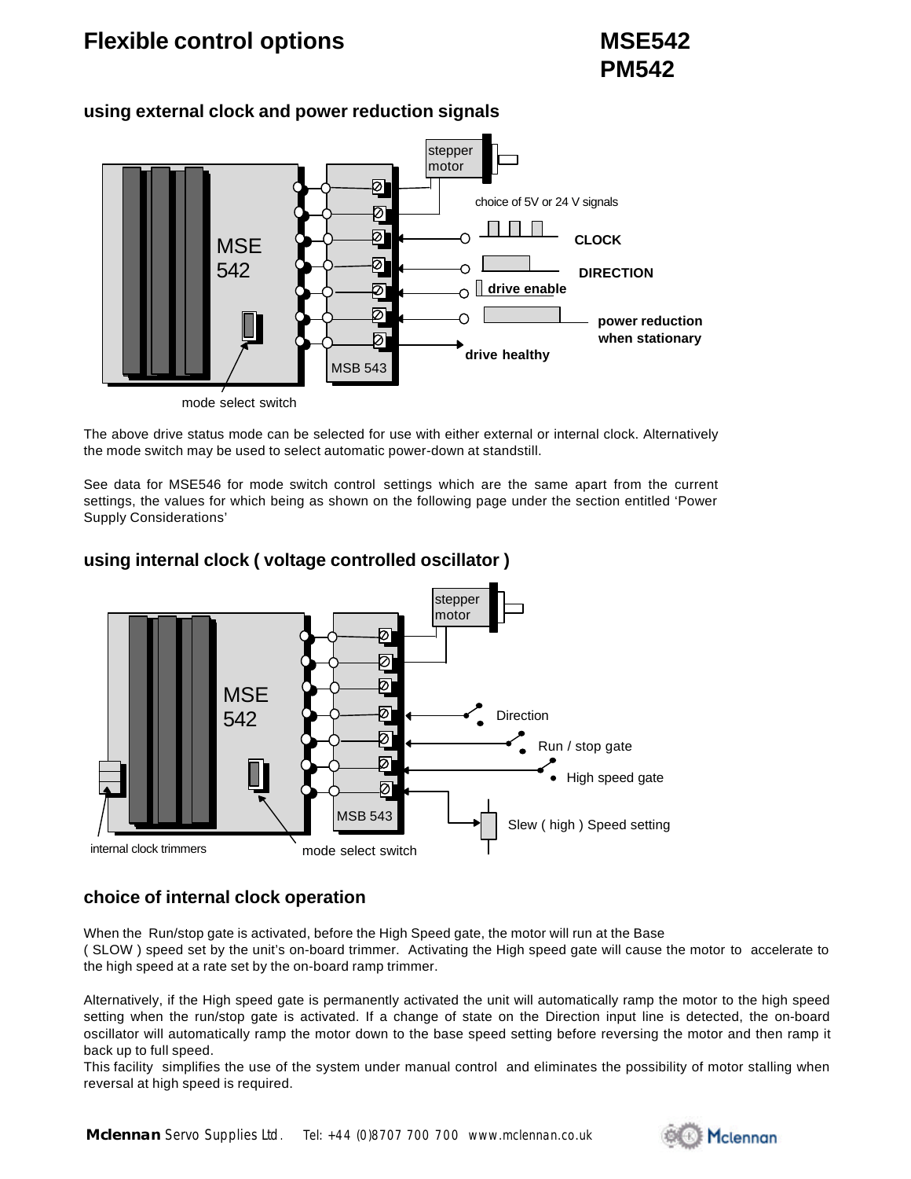# Flexible control options

**MSE542**
**PM542**

## using external clock and power reduction signals

stepper motor

choice of 5V or 24 V signals

MSE 542

MSB 543

**CLOCK**

**DIRECTION**

**drive enable**

**power reduction when stationary**

**drive healthy**

mode select switch

The above drive status mode can be selected for use with either external or internal clock. Alternatively the mode switch may be used to select automatic power-down at standstill.

See data for MSE546 for mode switch control settings which are the same apart from the current settings, the values for which being as shown on the following page under the section entitled 'Power Supply Considerations'

## using internal clock ( voltage controlled oscillator )

stepper motor

MSE 542

MSB 543

Direction

Run / stop gate

High speed gate

Slew ( high ) Speed setting

internal clock trimmers

mode select switch

## choice of internal clock operation

When the Run/stop gate is activated, before the High Speed gate, the motor will run at the Base ( SLOW ) speed set by the unit's on-board trimmer. Activating the High speed gate will cause the motor to accelerate to the high speed at a rate set by the on-board ramp trimmer.

Alternatively, if the High speed gate is permanently activated the unit will automatically ramp the motor to the high speed setting when the run/stop gate is activated. If a change of state on the Direction input line is detected, the on-board oscillator will automatically ramp the motor down to the base speed setting before reversing the motor and then ramp it back up to full speed.
This facility simplifies the use of the system under manual control and eliminates the possibility of motor stalling when reversal at high speed is required.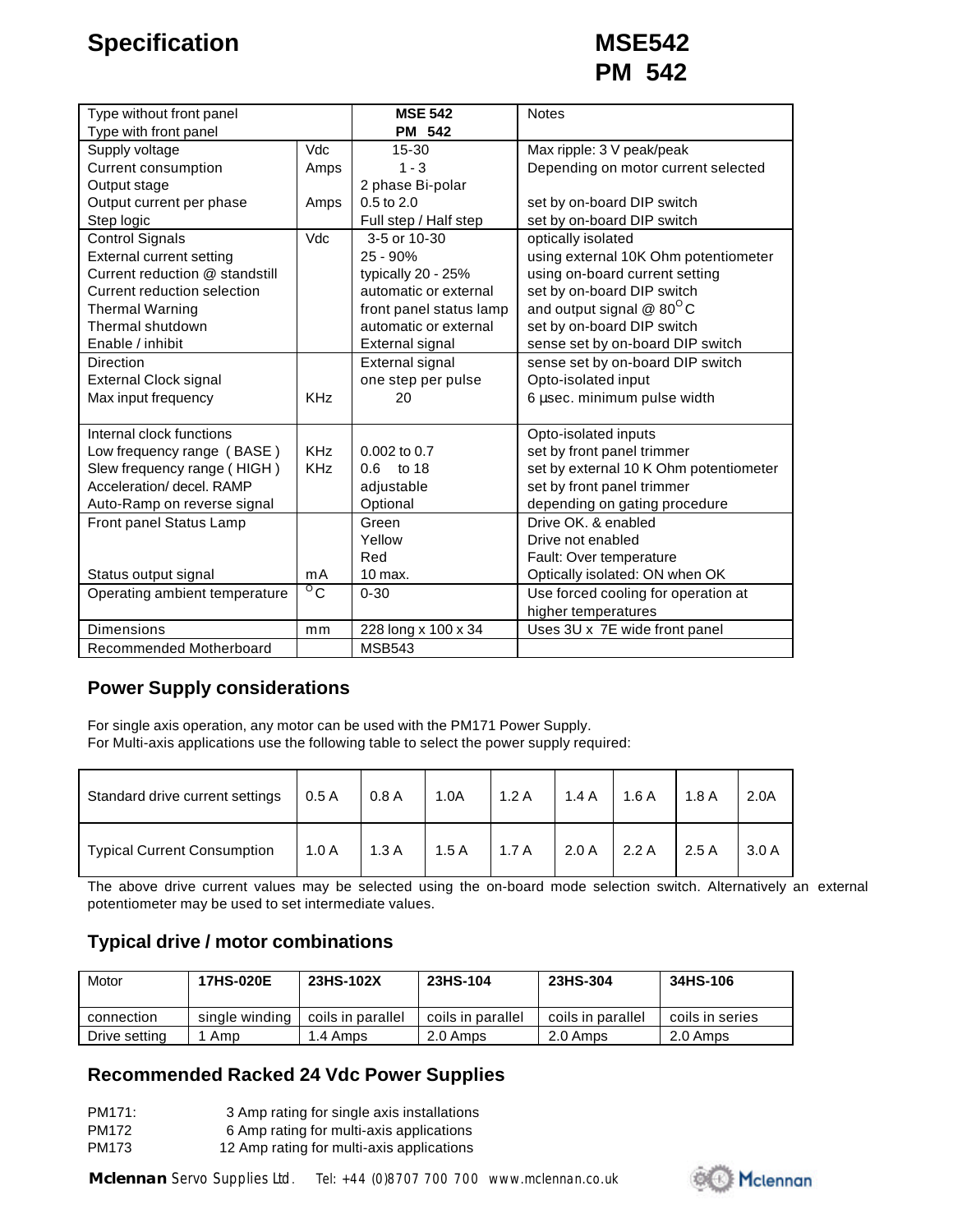# Specification

## MSE542
## PM 542

| Type without front panel<br>Type with front panel | | MSE 542<br>PM 542 | Notes |
|---|---|---|---|
| Supply voltage | Vdc | 15-30 | Max ripple: 3 V peak/peak |
| Current consumption | Amps | 1 - 3 | Depending on motor current selected |
| Output stage | | 2 phase Bi-polar | |
| Output current per phase | Amps | 0.5 to 2.0 | set by on-board DIP switch |
| Step logic | | Full step / Half step | set by on-board DIP switch |
| Control Signals | Vdc | 3-5 or 10-30 | optically isolated |
| External current setting | | 25 - 90% | using external 10K Ohm potentiometer |
| Current reduction @ standstill | | typically 20 - 25% | using on-board current setting |
| Current reduction selection | | automatic or external | set by on-board DIP switch |
| Thermal Warning | | front panel status lamp | and output signal @ 80°C |
| Thermal shutdown | | automatic or external | set by on-board DIP switch |
| Enable / inhibit | | External signal | sense set by on-board DIP switch |
| Direction | | External signal | sense set by on-board DIP switch |
| External Clock signal | | one step per pulse | Opto-isolated input |
| Max input frequency | KHz | 20 | 6 μsec. minimum pulse width |
| Internal clock functions | | | Opto-isolated inputs |
| Low frequency range ( BASE ) | KHz | 0.002 to 0.7 | set by front panel trimmer |
| Slew frequency range ( HIGH ) | KHz | 0.6 to 18 | set by external 10 K Ohm potentiometer |
| Acceleration/ decel. RAMP | | adjustable | set by front panel trimmer |
| Auto-Ramp on reverse signal | | Optional | depending on gating procedure |
| Front panel Status Lamp | | Green | Drive OK. & enabled |
| | | Yellow | Drive not enabled |
| | | Red | Fault: Over temperature |
| Status output signal | mA | 10 max. | Optically isolated: ON when OK |
| Operating ambient temperature | °C | 0-30 | Use forced cooling for operation at higher temperatures |
| Dimensions | mm | 228 long x 100 x 34 | Uses 3U x 7E wide front panel |
| Recommended Motherboard | | MSB543 | |

## Power Supply considerations

For single axis operation, any motor can be used with the PM171 Power Supply.
For Multi-axis applications use the following table to select the power supply required:

| Standard drive current settings | 0.5 A | 0.8 A | 1.0A | 1.2 A | 1.4 A | 1.6 A | 1.8 A | 2.0A |
|---|---|---|---|---|---|---|---|---|
| Typical Current Consumption | 1.0 A | 1.3 A | 1.5 A | 1.7 A | 2.0 A | 2.2 A | 2.5 A | 3.0 A |

The above drive current values may be selected using the on-board mode selection switch. Alternatively an external potentiometer may be used to set intermediate values.

## Typical drive / motor combinations

| Motor | 17HS-020E | 23HS-102X | 23HS-104 | 23HS-304 | 34HS-106 |
|---|---|---|---|---|---|
| connection | single winding | coils in parallel | coils in parallel | coils in parallel | coils in series |
| Drive setting | 1 Amp | 1.4 Amps | 2.0 Amps | 2.0 Amps | 2.0 Amps |

## Recommended Racked 24 Vdc Power Supplies

PM171: 3 Amp rating for single axis installations
PM172 6 Amp rating for multi-axis applications
PM173 12 Amp rating for multi-axis applications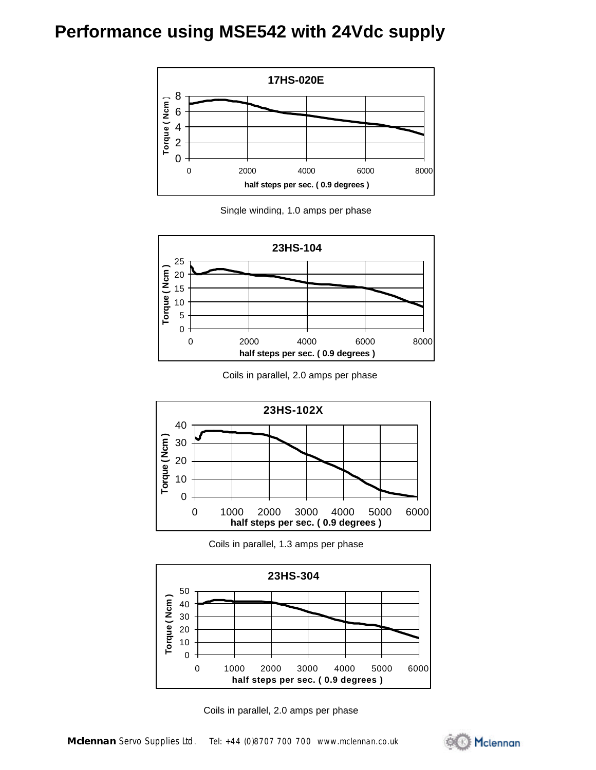# Performance using MSE542 with 24Vdc supply

17HS-020E

Torque ( Ncm )

8
6
4
2
0

0 2000 4000 6000 8000

half steps per sec. ( 0.9 degrees )

Single winding, 1.0 amps per phase

23HS-104

Torque ( Ncm )

25
20
15
10
5
0

0 2000 4000 6000 8000

half steps per sec. ( 0.9 degrees )

Coils in parallel, 2.0 amps per phase

23HS-102X

Torque (Ncm)

40
30
20
10
0

0 1000 2000 3000 4000 5000 6000

half steps per sec. ( 0.9 degrees )

Coils in parallel, 1.3 amps per phase

23HS-304

Torque ( Ncm )

50
40
30
20
10
0

0 1000 2000 3000 4000 5000 6000

half steps per sec. ( 0.9 degrees )

Coils in parallel, 2.0 amps per phase